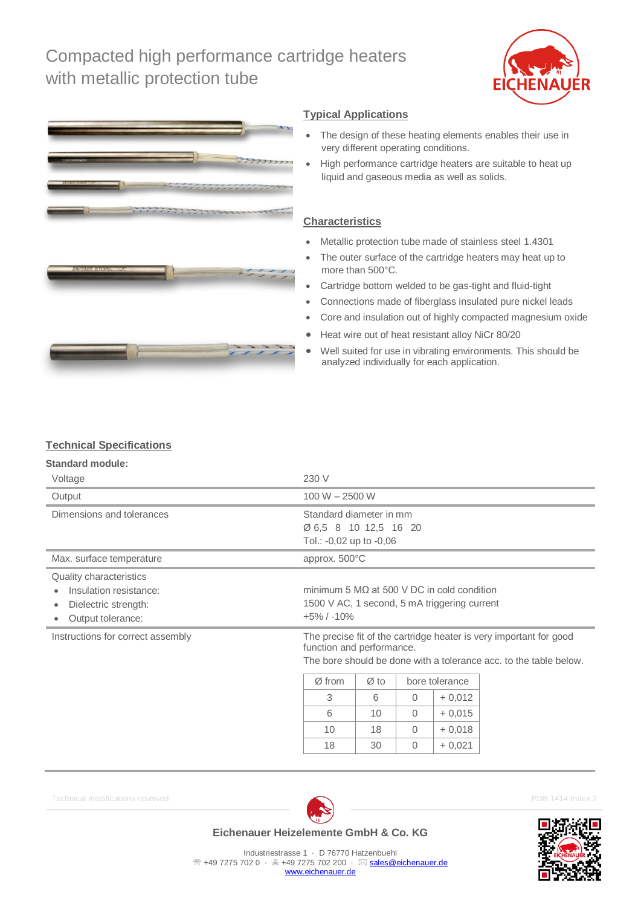# Compacted high performance cartridge heaters with metallic protection tube

## Typical Applications

- The design of these heating elements enables their use in very different operating conditions.
- High performance cartridge heaters are suitable to heat up liquid and gaseous media as well as solids.

## Characteristics

- Metallic protection tube made of stainless steel 1.4301
- The outer surface of the cartridge heaters may heat up to more than 500°C.
- Cartridge bottom welded to be gas-tight and fluid-tight
- Connections made of fiberglass insulated pure nickel leads
- Core and insulation out of highly compacted magnesium oxide
- Heat wire out of heat resistant alloy NiCr 80/20
- Well suited for use in vibrating environments. This should be analyzed individually for each application.

## Technical Specifications

**Standard module:**

| | |
|---|---|
| Voltage | 230 V |
| Output | 100 W – 2500 W |
| Dimensions and tolerances | Standard diameter in mm<br>Ø 6,5 8 10 12,5 16 20<br>Tol.: -0,02 up to -0,06 |
| Max. surface temperature | approx. 500°C |
| Quality characteristics<br>• Insulation resistance:<br>• Dielectric strength:<br>• Output tolerance: | <br>minimum 5 MΩ at 500 V DC in cold condition<br>1500 V AC, 1 second, 5 mA triggering current<br>+5% / -10% |
| Instructions for correct assembly | The precise fit of the cartridge heater is very important for good function and performance.<br>The bore should be done with a tolerance acc. to the table below. |

| Ø from | Ø to | bore tolerance | |
|---|---|---|---|
| 3 | 6 | 0 | + 0,012 |
| 6 | 10 | 0 | + 0,015 |
| 10 | 18 | 0 | + 0,018 |
| 18 | 30 | 0 | + 0,021 |

Technical modifications reserved

PDB 1414 Index 2

**Eichenauer Heizelemente GmbH & Co. KG**

Industriestrasse 1 · D 76770 Hatzenbuehl
☎ +49 7275 702 0 · 🖷 +49 7275 702 200 · ✉ sales@eichenauer.de
www.eichenauer.de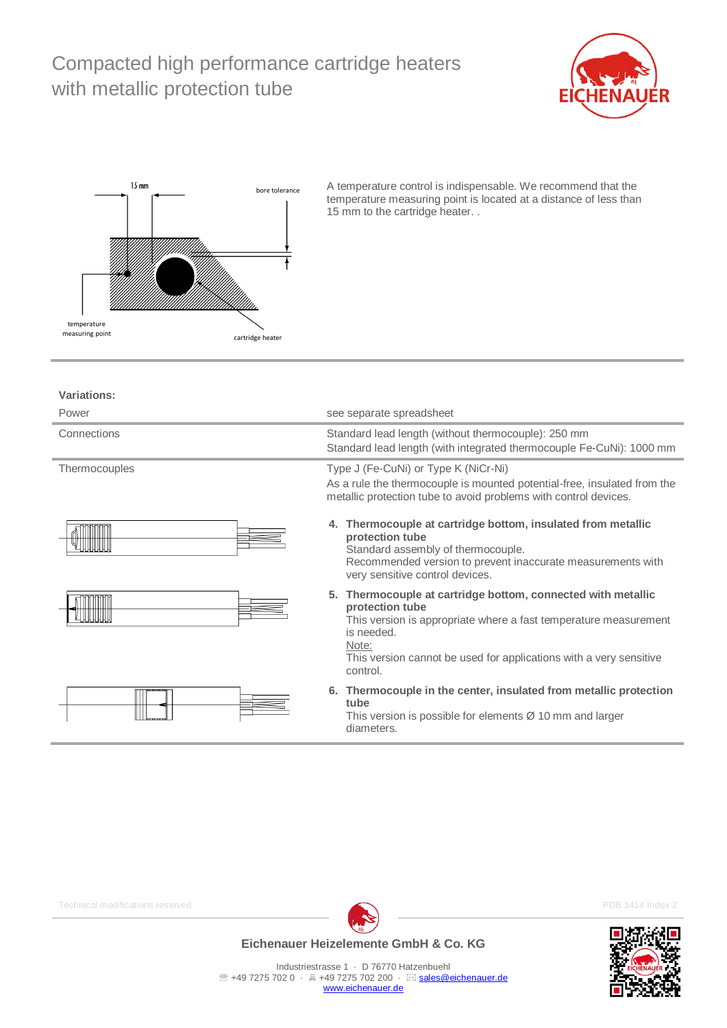# Compacted high performance cartridge heaters with metallic protection tube

15 mm

bore tolerance

temperature measuring point

cartridge heater

A temperature control is indispensable. We recommend that the temperature measuring point is located at a distance of less than 15 mm to the cartridge heater. .

**Variations:**

| | |
|---|---|
| Power | see separate spreadsheet |
| Connections | Standard lead length (without thermocouple): 250 mm<br>Standard lead length (with integrated thermocouple Fe-CuNi): 1000 mm |
| Thermocouples | Type J (Fe-CuNi) or Type K (NiCr-Ni)<br>As a rule the thermocouple is mounted potential-free, insulated from the metallic protection tube to avoid problems with control devices. |

4. **Thermocouple at cartridge bottom, insulated from metallic protection tube**
   Standard assembly of thermocouple.
   Recommended version to prevent inaccurate measurements with very sensitive control devices.

5. **Thermocouple at cartridge bottom, connected with metallic protection tube**
   This version is appropriate where a fast temperature measurement is needed.
   Note:
   This version cannot be used for applications with a very sensitive control.

6. **Thermocouple in the center, insulated from metallic protection tube**
   This version is possible for elements Ø 10 mm and larger diameters.

Technical modifications reserved

PDB 1414 Index 2

**Eichenauer Heizelemente GmbH & Co. KG**

Industriestrasse 1 · D 76770 Hatzenbuehl
☎ +49 7275 702 0 · 🖷 +49 7275 702 200 · ✉ sales@eichenauer.de
www.eichenauer.de